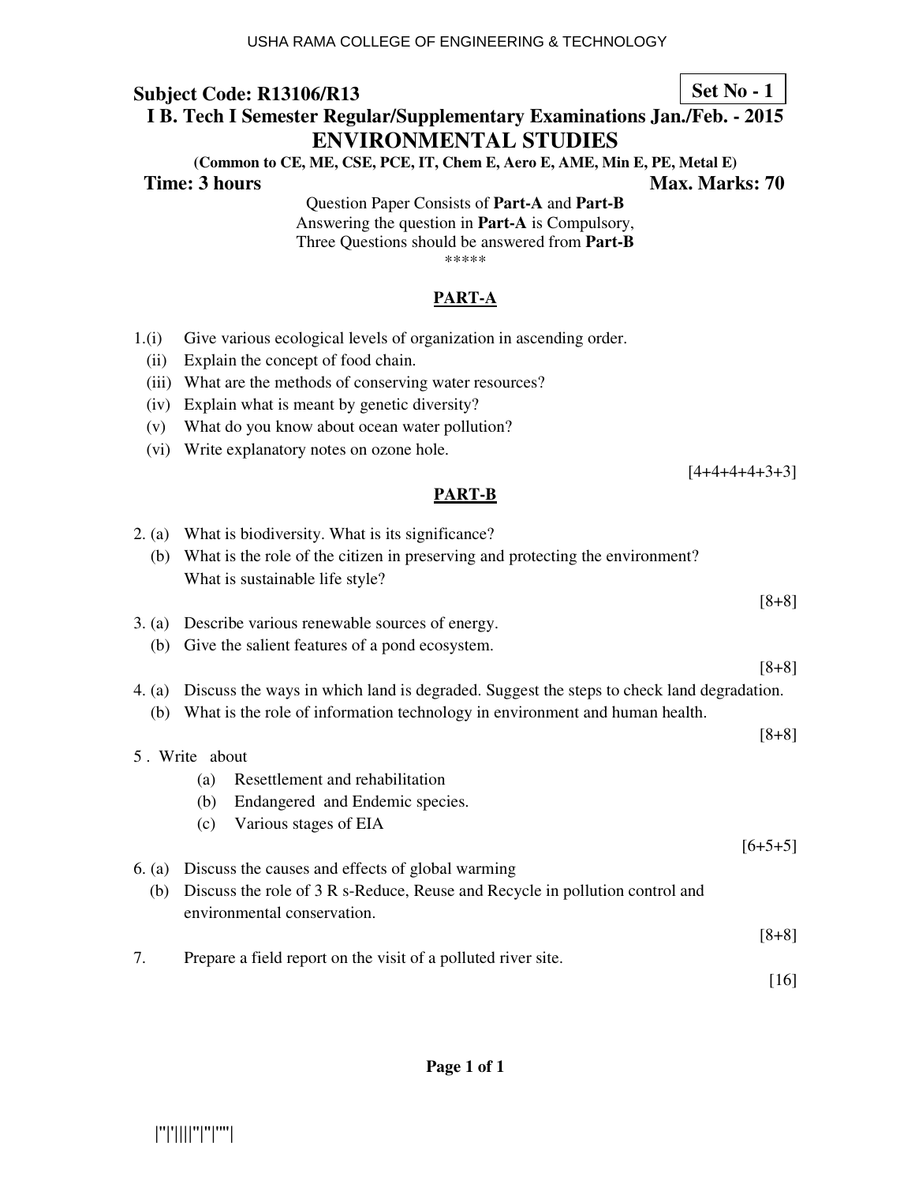USHA RAMA COLLEGE OF ENGINEERING & TECHNOLOGY

**Subject Code: R13106/R13** **Set No - 1**

**I B. Tech I Semester Regular/Supplementary Examinations Jan./Feb. - 2015**

# ENVIRONMENTAL STUDIES

**(Common to CE, ME, CSE, PCE, IT, Chem E, Aero E, AME, Min E, PE, Metal E)**

**Time: 3 hours** **Max. Marks: 70**

Question Paper Consists of **Part-A** and **Part-B**
Answering the question in **Part-A** is Compulsory,
Three Questions should be answered from **Part-B**

*****

## PART-A

1.(i) Give various ecological levels of organization in ascending order.
(ii) Explain the concept of food chain.
(iii) What are the methods of conserving water resources?
(iv) Explain what is meant by genetic diversity?
(v) What do you know about ocean water pollution?
(vi) Write explanatory notes on ozone hole.

[4+4+4+4+3+3]

## PART-B

2. (a) What is biodiversity. What is its significance?
(b) What is the role of the citizen in preserving and protecting the environment? What is sustainable life style?

[8+8]

3. (a) Describe various renewable sources of energy.
(b) Give the salient features of a pond ecosystem.

[8+8]

4. (a) Discuss the ways in which land is degraded. Suggest the steps to check land degradation.
(b) What is the role of information technology in environment and human health.

[8+8]

5 . Write about
(a) Resettlement and rehabilitation
(b) Endangered and Endemic species.
(c) Various stages of EIA

[6+5+5]

6. (a) Discuss the causes and effects of global warming
(b) Discuss the role of 3 R s-Reduce, Reuse and Recycle in pollution control and environmental conservation.

[8+8]

7. Prepare a field report on the visit of a polluted river site.

[16]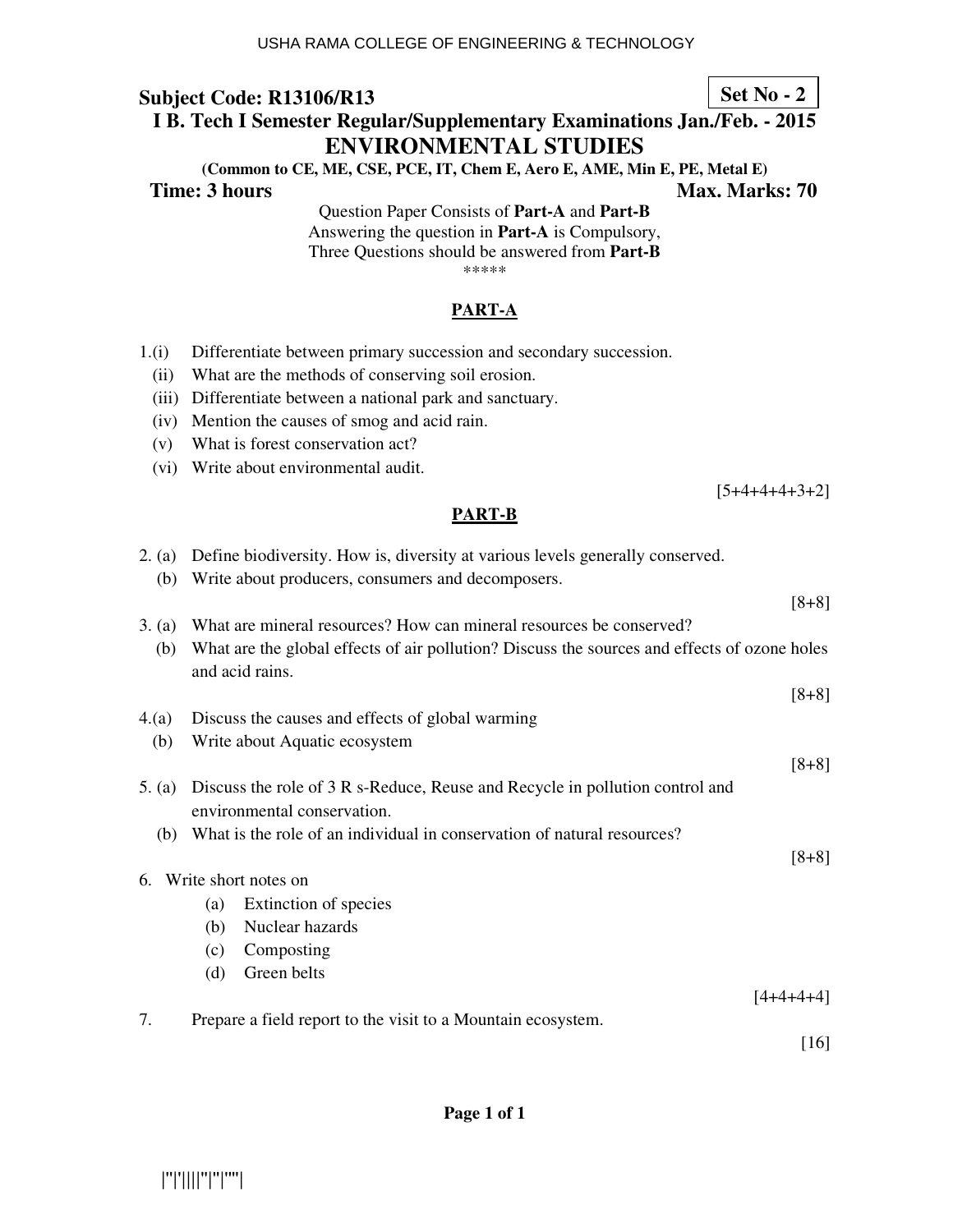USHA RAMA COLLEGE OF ENGINEERING & TECHNOLOGY

**Subject Code: R13106/R13** **Set No - 2**

**I B. Tech I Semester Regular/Supplementary Examinations Jan./Feb. - 2015**

# ENVIRONMENTAL STUDIES

**(Common to CE, ME, CSE, PCE, IT, Chem E, Aero E, AME, Min E, PE, Metal E)**

**Time: 3 hours** **Max. Marks: 70**

Question Paper Consists of **Part-A** and **Part-B**
Answering the question in **Part-A** is Compulsory,
Three Questions should be answered from **Part-B**

*****

## PART-A

1.(i) Differentiate between primary succession and secondary succession.
(ii) What are the methods of conserving soil erosion.
(iii) Differentiate between a national park and sanctuary.
(iv) Mention the causes of smog and acid rain.
(v) What is forest conservation act?
(vi) Write about environmental audit.

[5+4+4+4+3+2]

## PART-B

2. (a) Define biodiversity. How is, diversity at various levels generally conserved.
(b) Write about producers, consumers and decomposers.

[8+8]

3. (a) What are mineral resources? How can mineral resources be conserved?
(b) What are the global effects of air pollution? Discuss the sources and effects of ozone holes and acid rains.

[8+8]

4.(a) Discuss the causes and effects of global warming
(b) Write about Aquatic ecosystem

[8+8]

5. (a) Discuss the role of 3 R s-Reduce, Reuse and Recycle in pollution control and environmental conservation.
(b) What is the role of an individual in conservation of natural resources?

[8+8]

6. Write short notes on
(a) Extinction of species
(b) Nuclear hazards
(c) Composting
(d) Green belts

[4+4+4+4]

7. Prepare a field report to the visit to a Mountain ecosystem.

[16]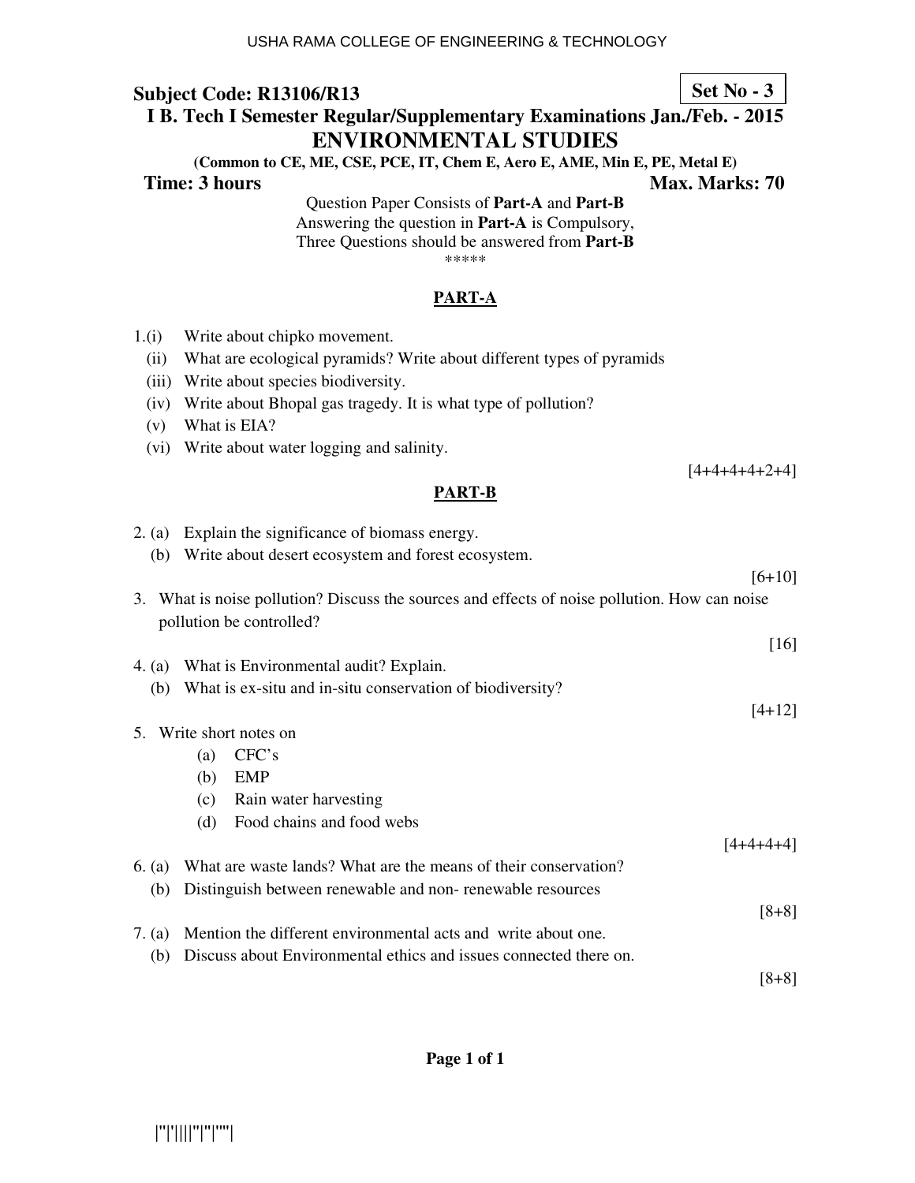USHA RAMA COLLEGE OF ENGINEERING & TECHNOLOGY

**Subject Code: R13106/R13** **Set No - 3**

**I B. Tech I Semester Regular/Supplementary Examinations Jan./Feb. - 2015**

# ENVIRONMENTAL STUDIES

**(Common to CE, ME, CSE, PCE, IT, Chem E, Aero E, AME, Min E, PE, Metal E)**

**Time: 3 hours** **Max. Marks: 70**

Question Paper Consists of **Part-A** and **Part-B**
Answering the question in **Part-A** is Compulsory,
Three Questions should be answered from **Part-B**

*****

## PART-A

1.(i) Write about chipko movement.

(ii) What are ecological pyramids? Write about different types of pyramids

(iii) Write about species biodiversity.

(iv) Write about Bhopal gas taragedy. It is what type of pollution?

(v) What is EIA?

(vi) Write about water logging and salinity.

[4+4+4+4+2+4]

## PART-B

2. (a) Explain the significance of biomass energy.
   (b) Write about desert ecosystem and forest ecosystem.

[6+10]

3. What is noise pollution? Discuss the sources and effects of noise pollution. How can noise pollution be controlled?

[16]

4. (a) What is Environmental audit? Explain.
   (b) What is ex-situ and in-situ conservation of biodiversity?

[4+12]

5. Write short notes on
   (a) CFC's
   (b) EMP
   (c) Rain water harvesting
   (d) Food chains and food webs

[4+4+4+4]

6. (a) What are waste lands? What are the means of their conservation?
   (b) Distinguish between renewable and non- renewable resources

[8+8]

7. (a) Mention the different environmental acts and write about one.
   (b) Discuss about Environmental ethics and issues connected there on.

[8+8]

|''|'||||''|''|''''|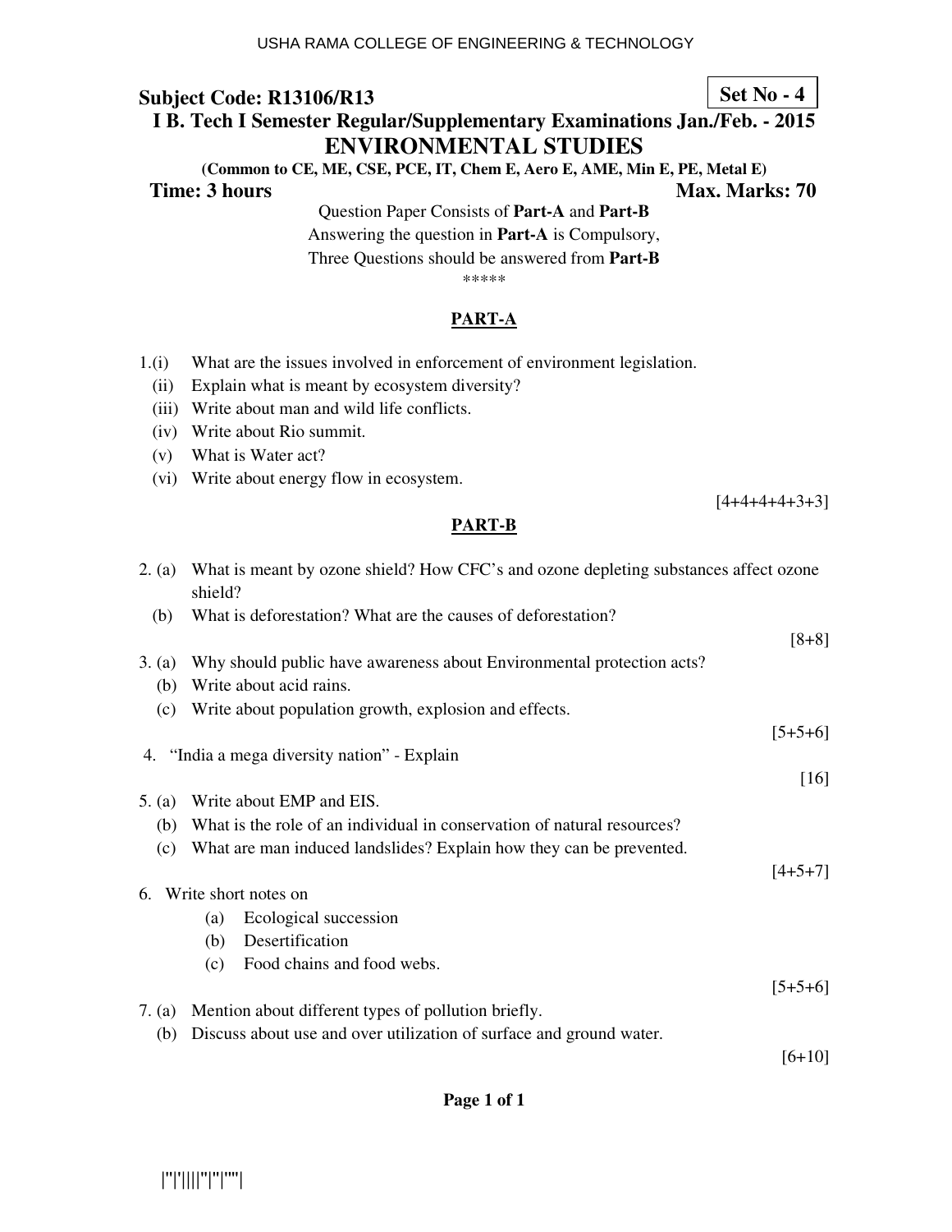USHA RAMA COLLEGE OF ENGINEERING & TECHNOLOGY

**Subject Code: R13106/R13** **Set No - 4**

**I B. Tech I Semester Regular/Supplementary Examinations Jan./Feb. - 2015**

# ENVIRONMENTAL STUDIES

**(Common to CE, ME, CSE, PCE, IT, Chem E, Aero E, AME, Min E, PE, Metal E)**

**Time: 3 hours** **Max. Marks: 70**

Question Paper Consists of **Part-A** and **Part-B**

Answering the question in **Part-A** is Compulsory,

Three Questions should be answered from **Part-B**

*****

## PART-A

1.(i) What are the issues involved in enforcement of environment legislation.

(ii) Explain what is meant by ecosystem diversity?

(iii) Write about man and wild life conflicts.

(iv) Write about Rio summit.

(v) What is Water act?

(vi) Write about energy flow in ecosystem.

[4+4+4+4+3+3]

## PART-B

2. (a) What is meant by ozone shield? How CFC's and ozone depleting substances affect ozone shield?

(b) What is deforestation? What are the causes of deforestation?

[8+8]

3. (a) Why should public have awareness about Environmental protection acts?

(b) Write about acid rains.

(c) Write about population growth, explosion and effects.

[5+5+6]

4. "India a mega diversity nation" - Explain

[16]

5. (a) Write about EMP and EIS.

(b) What is the role of an individual in conservation of natural resources?

(c) What are man induced landslides? Explain how they can be prevented.

[4+5+7]

6. Write short notes on

(a) Ecological succession

(b) Desertification

(c) Food chains and food webs.

[5+5+6]

7. (a) Mention about different types of pollution briefly.

(b) Discuss about use and over utilization of surface and ground water.

[6+10]